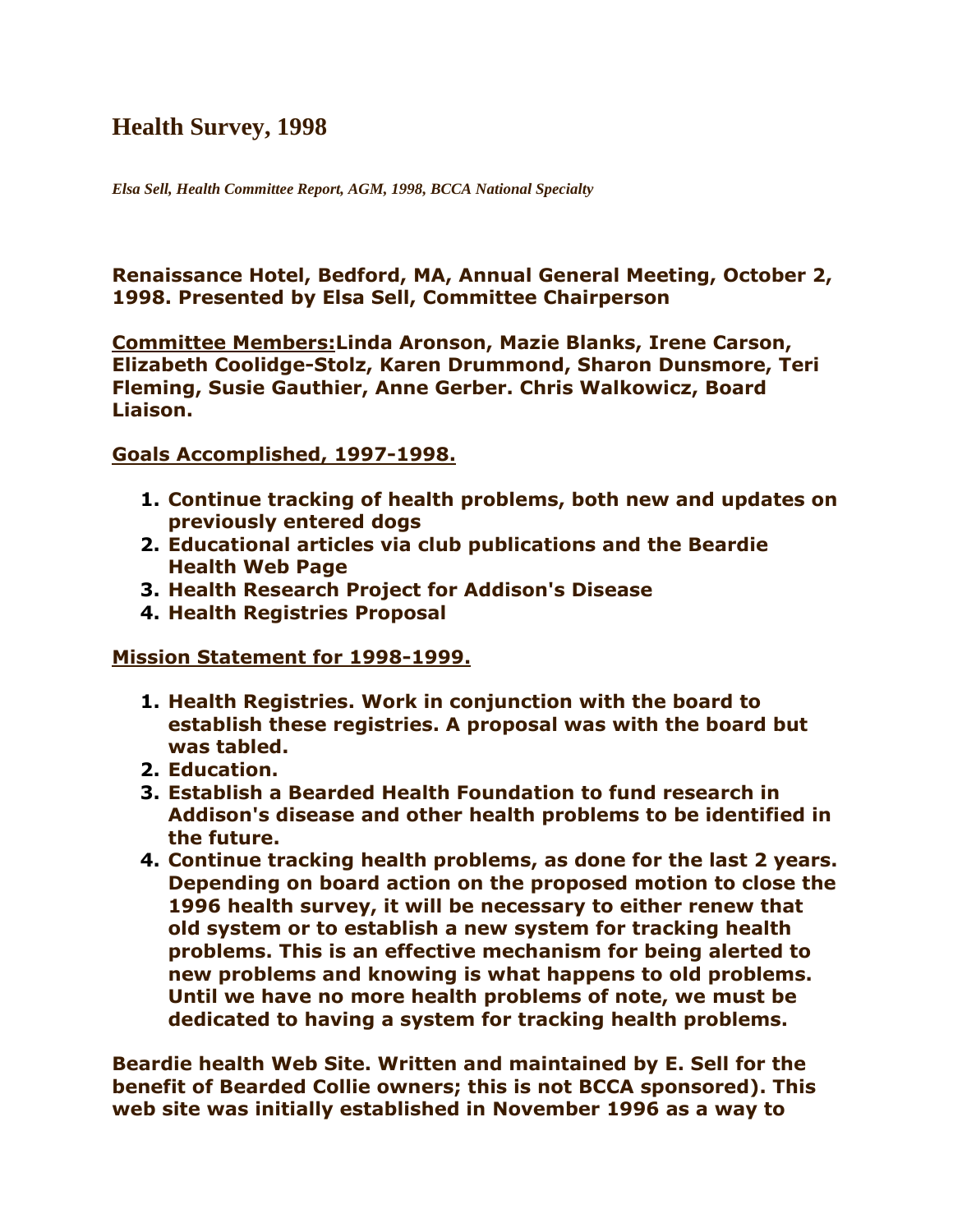# Health Survey, 1998

*Elsa Sell, Health Committee Report, AGM, 1998, BCCA National Specialty*

**Renaissance Hotel, Bedford, MA, Annual General Meeting, October 2, 1998. Presented by Elsa Sell, Committee Chairperson**

**<u>Committee Members:</u>Linda Aronson, Mazie Blanks, Irene Carson, Elizabeth Coolidge-Stolz, Karen Drummond, Sharon Dunsmore, Teri Fleming, Susie Gauthier, Anne Gerber. Chris Walkowicz, Board Liaison.**

**<u>Goals Accomplished, 1997-1998.</u>**

1. **Continue tracking of health problems, both new and updates on previously entered dogs**
2. **Educational articles via club publications and the Beardie Health Web Page**
3. **Health Research Project for Addison's Disease**
4. **Health Registries Proposal**

**<u>Mission Statement for 1998-1999.</u>**

1. **Health Registries. Work in conjunction with the board to establish these registries. A proposal was with the board but was tabled.**
2. **Education.**
3. **Establish a Bearded Health Foundation to fund research in Addison's disease and other health problems to be identified in the future.**
4. **Continue tracking health problems, as done for the last 2 years. Depending on board action on the proposed motion to close the 1996 health survey, it will be necessary to either renew that old system or to establish a new system for tracking health problems. This is an effective mechanism for being alerted to new problems and knowing is what happens to old problems. Until we have no more health problems of note, we must be dedicated to having a system for tracking health problems.**

**Beardie health Web Site. Written and maintained by E. Sell for the benefit of Bearded Collie owners; this is not BCCA sponsored). This web site was initially established in November 1996 as a way to**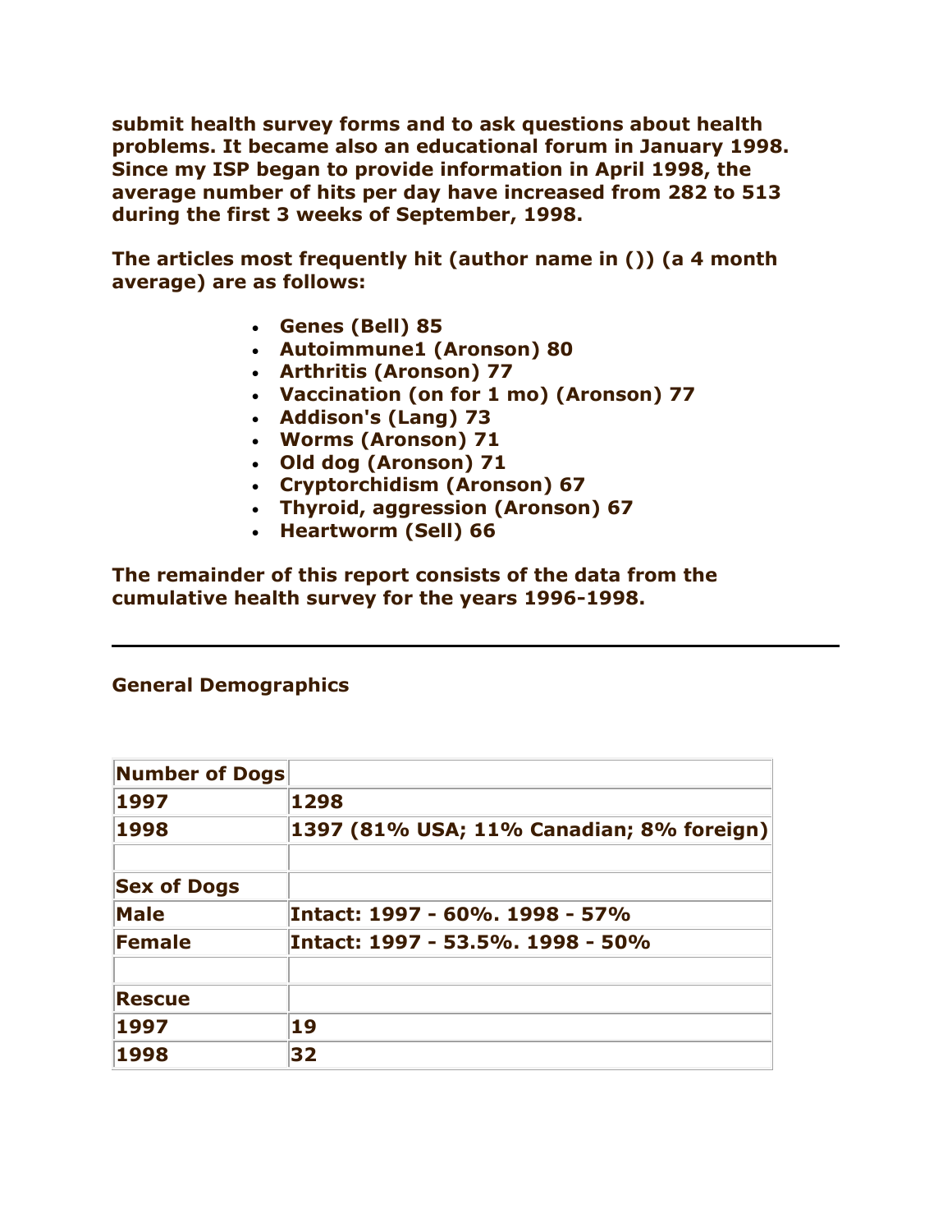**submit health survey forms and to ask questions about health problems. It became also an educational forum in January 1998. Since my ISP began to provide information in April 1998, the average number of hits per day have increased from 282 to 513 during the first 3 weeks of September, 1998.**

**The articles most frequently hit (author name in ()) (a 4 month average) are as follows:**

- **Genes (Bell) 85**
- **Autoimmune1 (Aronson) 80**
- **Arthritis (Aronson) 77**
- **Vaccination (on for 1 mo) (Aronson) 77**
- **Addison's (Lang) 73**
- **Worms (Aronson) 71**
- **Old dog (Aronson) 71**
- **Cryptorchidism (Aronson) 67**
- **Thyroid, aggression (Aronson) 67**
- **Heartworm (Sell) 66**

**The remainder of this report consists of the data from the cumulative health survey for the years 1996-1998.**

---

**General Demographics**

| **Number of Dogs** | |
|---|---|
| **1997** | **1298** |
| **1998** | **1397 (81% USA; 11% Canadian; 8% foreign)** |
| | |
| **Sex of Dogs** | |
| **Male** | **Intact: 1997 - 60%. 1998 - 57%** |
| **Female** | **Intact: 1997 - 53.5%. 1998 - 50%** |
| | |
| **Rescue** | |
| **1997** | **19** |
| **1998** | **32** |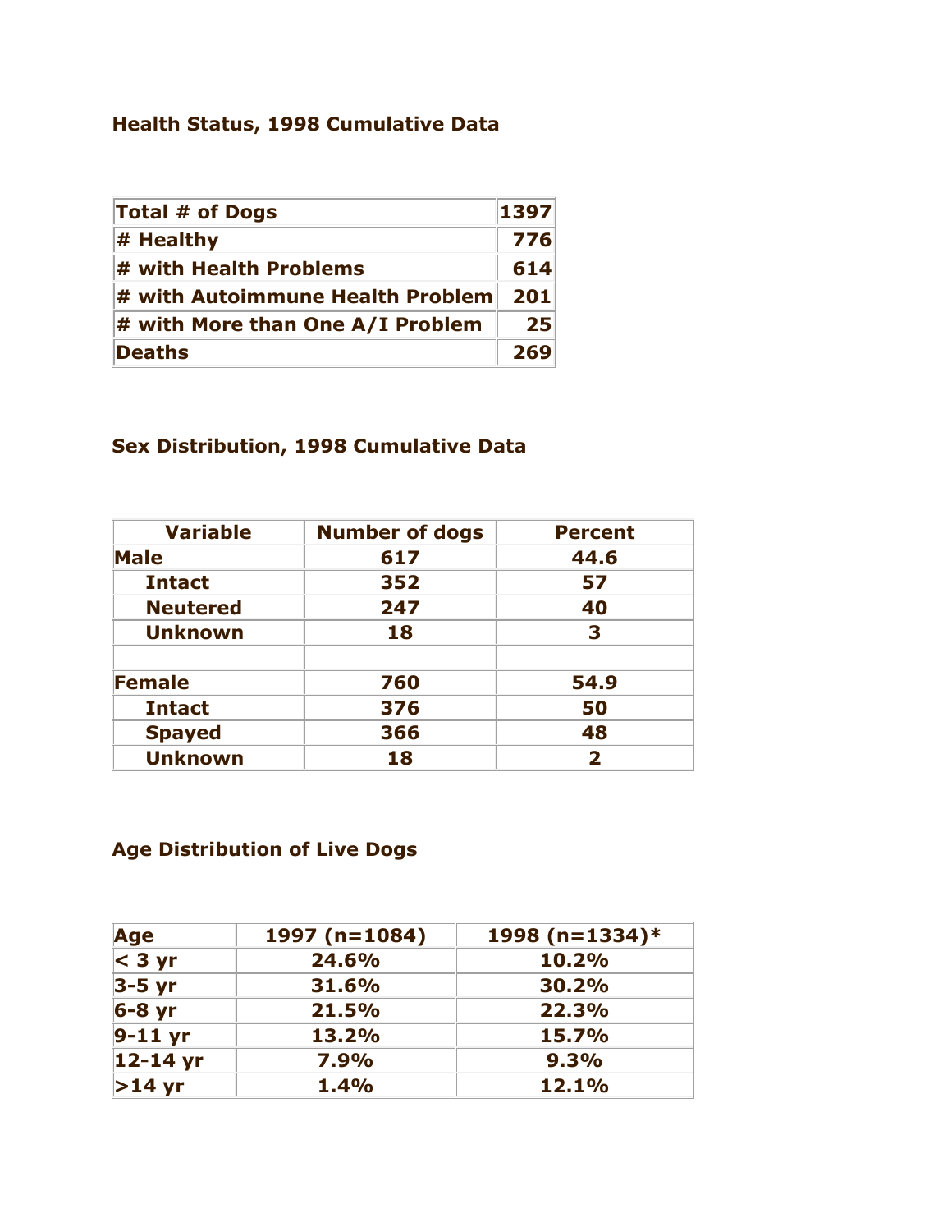### Health Status, 1998 Cumulative Data

| Total # of Dogs | 1397 |
|---|---|
| # Healthy | 776 |
| # with Health Problems | 614 |
| # with Autoimmune Health Problem | 201 |
| # with More than One A/I Problem | 25 |
| Deaths | 269 |

### Sex Distribution, 1998 Cumulative Data

| Variable | Number of dogs | Percent |
|---|---|---|
| **Male** | 617 | 44.6 |
| Intact | 352 | 57 |
| Neutered | 247 | 40 |
| Unknown | 18 | 3 |
| | | |
| **Female** | 760 | 54.9 |
| Intact | 376 | 50 |
| Spayed | 366 | 48 |
| Unknown | 18 | 2 |

### Age Distribution of Live Dogs

| Age | 1997 (n=1084) | 1998 (n=1334)* |
|---|---|---|
| < 3 yr | 24.6% | 10.2% |
| 3-5 yr | 31.6% | 30.2% |
| 6-8 yr | 21.5% | 22.3% |
| 9-11 yr | 13.2% | 15.7% |
| 12-14 yr | 7.9% | 9.3% |
| >14 yr | 1.4% | 12.1% |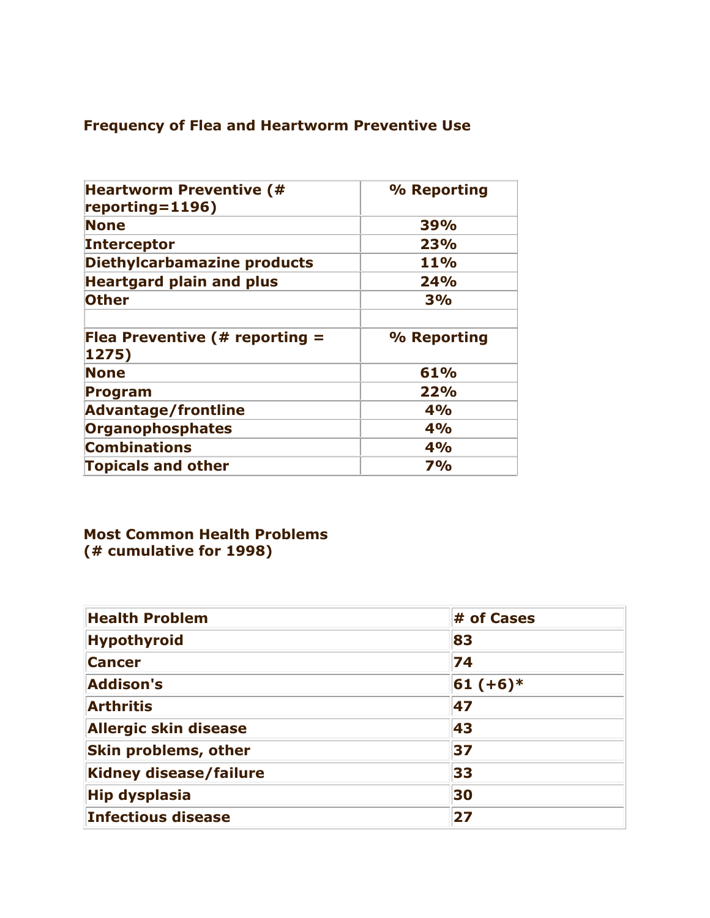### Frequency of Flea and Heartworm Preventive Use

| Heartworm Preventive (# reporting=1196) | % Reporting |
|---|---|
| None | 39% |
| Interceptor | 23% |
| Diethylcarbamazine products | 11% |
| Heartgard plain and plus | 24% |
| Other | 3% |
| | |
| Flea Preventive (# reporting = 1275) | % Reporting |
| None | 61% |
| Program | 22% |
| Advantage/frontline | 4% |
| Organophosphates | 4% |
| Combinations | 4% |
| Topicals and other | 7% |

### Most Common Health Problems
### (# cumulative for 1998)

| Health Problem | # of Cases |
|---|---|
| Hypothyroid | 83 |
| Cancer | 74 |
| Addison's | 61 (+6)* |
| Arthritis | 47 |
| Allergic skin disease | 43 |
| Skin problems, other | 37 |
| Kidney disease/failure | 33 |
| Hip dysplasia | 30 |
| Infectious disease | 27 |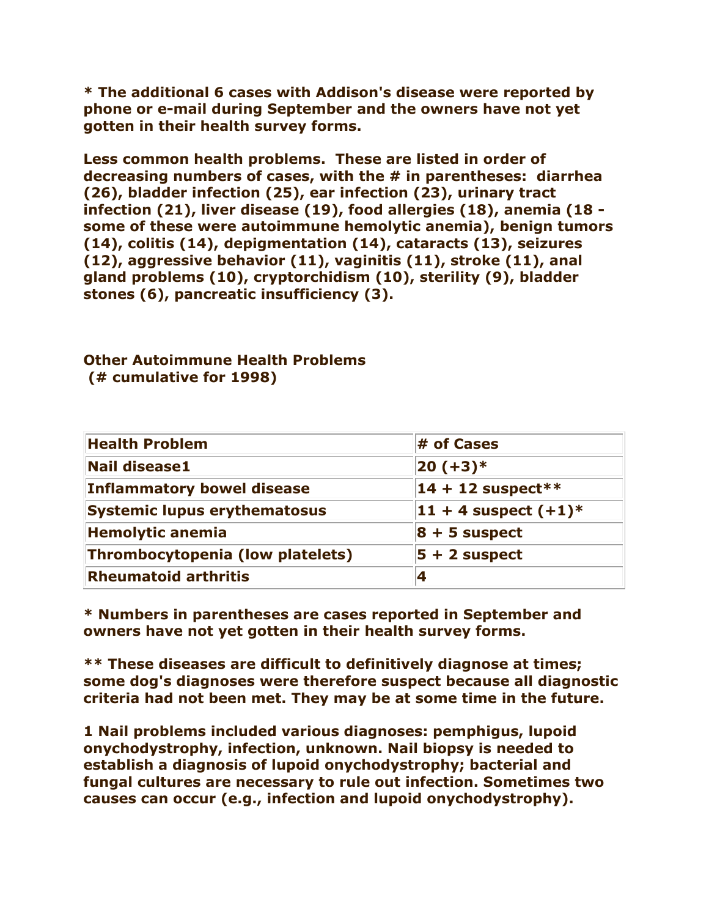**\* The additional 6 cases with Addison's disease were reported by phone or e-mail during September and the owners have not yet gotten in their health survey forms.**

**Less common health problems. These are listed in order of decreasing numbers of cases, with the # in parentheses: diarrhea (26), bladder infection (25), ear infection (23), urinary tract infection (21), liver disease (19), food allergies (18), anemia (18 - some of these were autoimmune hemolytic anemia), benign tumors (14), colitis (14), depigmentation (14), cataracts (13), seizures (12), aggressive behavior (11), vaginitis (11), stroke (11), anal gland problems (10), cryptorchidism (10), sterility (9), bladder stones (6), pancreatic insufficiency (3).**

**Other Autoimmune Health Problems**
**(# cumulative for 1998)**

| Health Problem | # of Cases |
|---|---|
| Nail disease1 | 20 (+3)* |
| Inflammatory bowel disease | 14 + 12 suspect** |
| Systemic lupus erythematosus | 11 + 4 suspect (+1)* |
| Hemolytic anemia | 8 + 5 suspect |
| Thrombocytopenia (low platelets) | 5 + 2 suspect |
| Rheumatoid arthritis | 4 |

**\* Numbers in parentheses are cases reported in September and owners have not yet gotten in their health survey forms.**

**\*\* These diseases are difficult to definitively diagnose at times; some dog's diagnoses were therefore suspect because all diagnostic criteria had not been met. They may be at some time in the future.**

**1 Nail problems included various diagnoses: pemphigus, lupoid onychodystrophy, infection, unknown. Nail biopsy is needed to establish a diagnosis of lupoid onychodystrophy; bacterial and fungal cultures are necessary to rule out infection. Sometimes two causes can occur (e.g., infection and lupoid onychodystrophy).**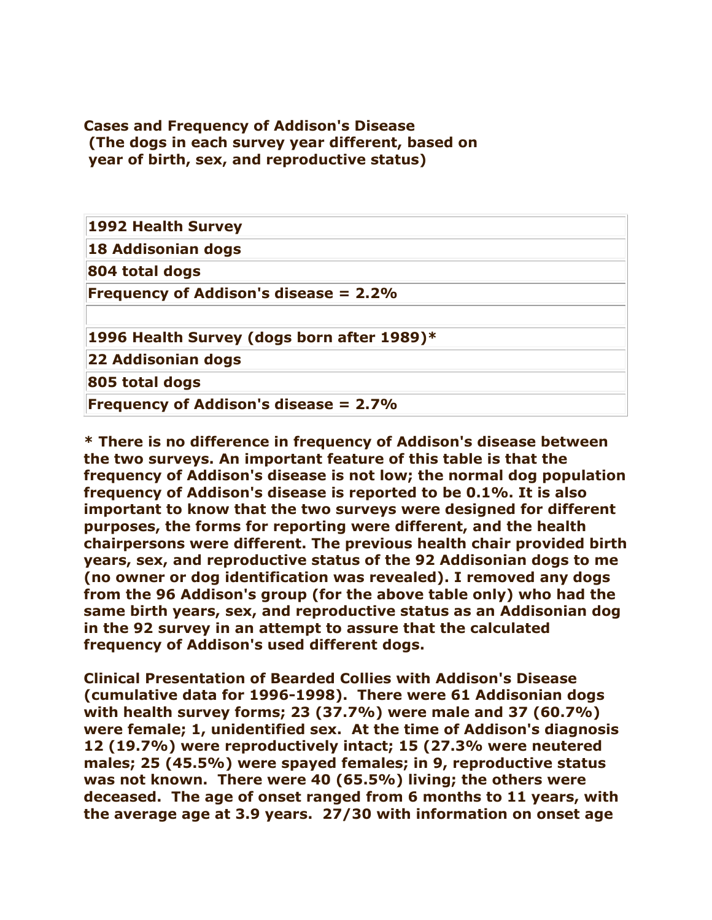**Cases and Frequency of Addison's Disease**
**(The dogs in each survey year different, based on year of birth, sex, and reproductive status)**

| 1992 Health Survey |
|---|
| 18 Addisonian dogs |
| 804 total dogs |
| Frequency of Addison's disease = 2.2% |
| |
| 1996 Health Survey (dogs born after 1989)* |
| 22 Addisonian dogs |
| 805 total dogs |
| Frequency of Addison's disease = 2.7% |

**\* There is no difference in frequency of Addison's disease between the two surveys. An important feature of this table is that the frequency of Addison's disease is not low; the normal dog population frequency of Addison's disease is reported to be 0.1%. It is also important to know that the two surveys were designed for different purposes, the forms for reporting were different, and the health chairpersons were different. The previous health chair provided birth years, sex, and reproductive status of the 92 Addisonian dogs to me (no owner or dog identification was revealed). I removed any dogs from the 96 Addison's group (for the above table only) who had the same birth years, sex, and reproductive status as an Addisonian dog in the 92 survey in an attempt to assure that the calculated frequency of Addison's used different dogs.**

**Clinical Presentation of Bearded Collies with Addison's Disease (cumulative data for 1996-1998). There were 61 Addisonian dogs with health survey forms; 23 (37.7%) were male and 37 (60.7%) were female; 1, unidentified sex. At the time of Addison's diagnosis 12 (19.7%) were reproductively intact; 15 (27.3% were neutered males; 25 (45.5%) were spayed females; in 9, reproductive status was not known. There were 40 (65.5%) living; the others were deceased. The age of onset ranged from 6 months to 11 years, with the average age at 3.9 years. 27/30 with information on onset age**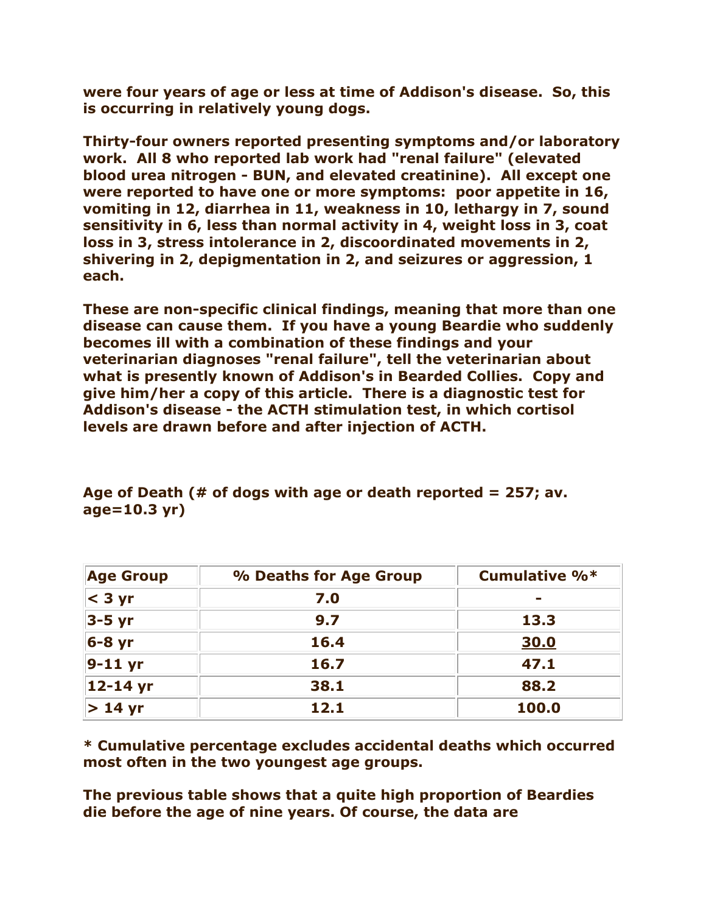**were four years of age or less at time of Addison's disease. So, this is occurring in relatively young dogs.**

**Thirty-four owners reported presenting symptoms and/or laboratory work. All 8 who reported lab work had "renal failure" (elevated blood urea nitrogen - BUN, and elevated creatinine). All except one were reported to have one or more symptoms: poor appetite in 16, vomiting in 12, diarrhea in 11, weakness in 10, lethargy in 7, sound sensitivity in 6, less than normal activity in 4, weight loss in 3, coat loss in 3, stress intolerance in 2, discoordinated movements in 2, shivering in 2, depigmentation in 2, and seizures or aggression, 1 each.**

**These are non-specific clinical findings, meaning that more than one disease can cause them. If you have a young Beardie who suddenly becomes ill with a combination of these findings and your veterinarian diagnoses "renal failure", tell the veterinarian about what is presently known of Addison's in Bearded Collies. Copy and give him/her a copy of this article. There is a diagnostic test for Addison's disease - the ACTH stimulation test, in which cortisol levels are drawn before and after injection of ACTH.**

**Age of Death (# of dogs with age or death reported = 257; av. age=10.3 yr)**

| Age Group | % Deaths for Age Group | Cumulative %* |
|---|---|---|
| < 3 yr | 7.0 | - |
| 3-5 yr | 9.7 | 13.3 |
| 6-8 yr | 16.4 | 30.0 |
| 9-11 yr | 16.7 | 47.1 |
| 12-14 yr | 38.1 | 88.2 |
| > 14 yr | 12.1 | 100.0 |

**\* Cumulative percentage excludes accidental deaths which occurred most often in the two youngest age groups.**

**The previous table shows that a quite high proportion of Beardies die before the age of nine years. Of course, the data are**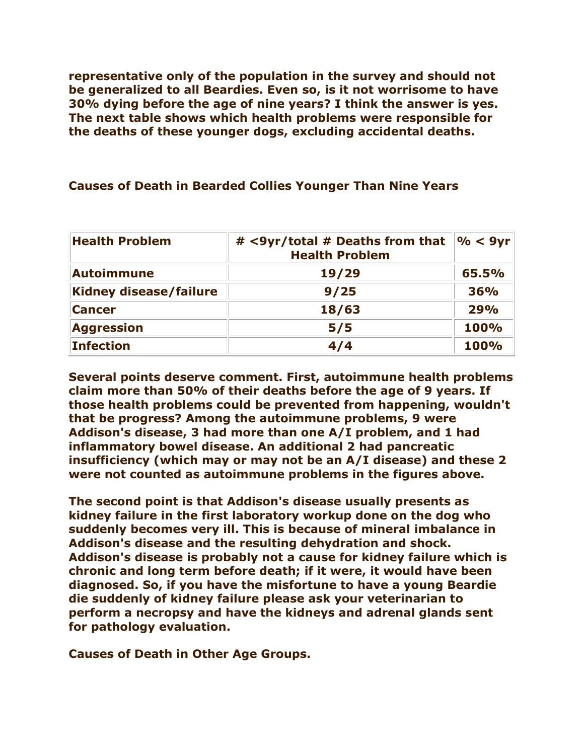**representative only of the population in the survey and should not be generalized to all Beardies. Even so, is it not worrisome to have 30% dying before the age of nine years? I think the answer is yes. The next table shows which health problems were responsible for the deaths of these younger dogs, excluding accidental deaths.**

**Causes of Death in Bearded Collies Younger Than Nine Years**

| Health Problem | # <9yr/total # Deaths from that Health Problem | % < 9yr |
|---|---|---|
| Autoimmune | 19/29 | 65.5% |
| Kidney disease/failure | 9/25 | 36% |
| Cancer | 18/63 | 29% |
| Aggression | 5/5 | 100% |
| Infection | 4/4 | 100% |

**Several points deserve comment. First, autoimmune health problems claim more than 50% of their deaths before the age of 9 years. If those health problems could be prevented from happening, wouldn't that be progress? Among the autoimmune problems, 9 were Addison's disease, 3 had more than one A/I problem, and 1 had inflammatory bowel disease. An additional 2 had pancreatic insufficiency (which may or may not be an A/I disease) and these 2 were not counted as autoimmune problems in the figures above.**

**The second point is that Addison's disease usually presents as kidney failure in the first laboratory workup done on the dog who suddenly becomes very ill. This is because of mineral imbalance in Addison's disease and the resulting dehydration and shock. Addison's disease is probably not a cause for kidney failure which is chronic and long term before death; if it were, it would have been diagnosed. So, if you have the misfortune to have a young Beardie die suddenly of kidney failure please ask your veterinarian to perform a necropsy and have the kidneys and adrenal glands sent for pathology evaluation.**

**Causes of Death in Other Age Groups.**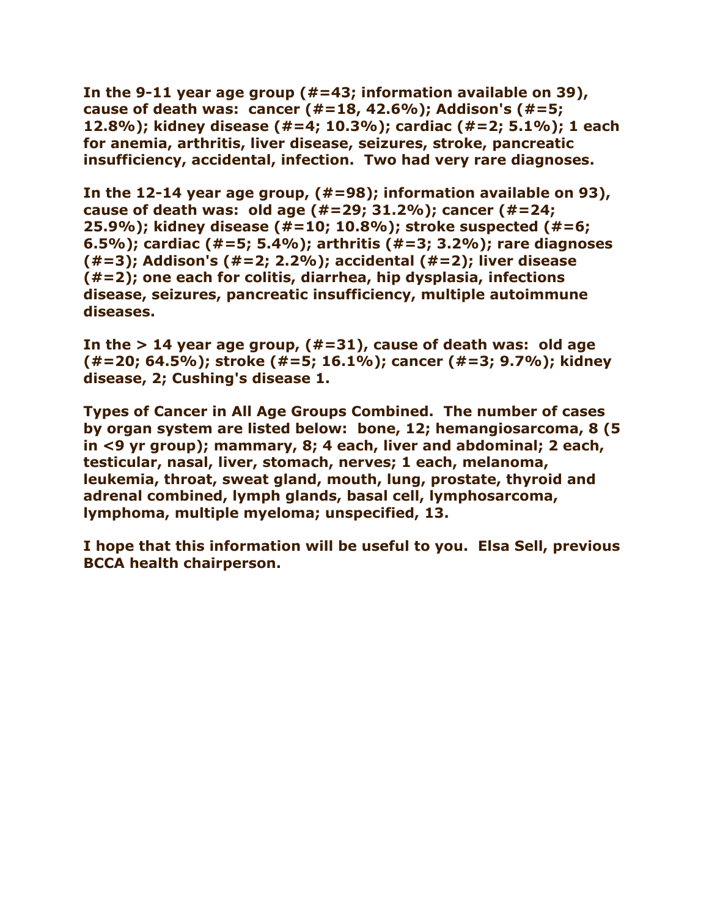**In the 9-11 year age group (#=43; information available on 39), cause of death was: cancer (#=18, 42.6%); Addison's (#=5; 12.8%); kidney disease (#=4; 10.3%); cardiac (#=2; 5.1%); 1 each for anemia, arthritis, liver disease, seizures, stroke, pancreatic insufficiency, accidental, infection. Two had very rare diagnoses.**

**In the 12-14 year age group, (#=98); information available on 93), cause of death was: old age (#=29; 31.2%); cancer (#=24; 25.9%); kidney disease (#=10; 10.8%); stroke suspected (#=6; 6.5%); cardiac (#=5; 5.4%); arthritis (#=3; 3.2%); rare diagnoses (#=3); Addison's (#=2; 2.2%); accidental (#=2); liver disease (#=2); one each for colitis, diarrhea, hip dysplasia, infections disease, seizures, pancreatic insufficiency, multiple autoimmune diseases.**

**In the > 14 year age group, (#=31), cause of death was: old age (#=20; 64.5%); stroke (#=5; 16.1%); cancer (#=3; 9.7%); kidney disease, 2; Cushing's disease 1.**

**Types of Cancer in All Age Groups Combined. The number of cases by organ system are listed below: bone, 12; hemangiosarcoma, 8 (5 in <9 yr group); mammary, 8; 4 each, liver and abdominal; 2 each, testicular, nasal, liver, stomach, nerves; 1 each, melanoma, leukemia, throat, sweat gland, mouth, lung, prostate, thyroid and adrenal combined, lymph glands, basal cell, lymphosarcoma, lymphoma, multiple myeloma; unspecified, 13.**

**I hope that this information will be useful to you. Elsa Sell, previous BCCA health chairperson.**